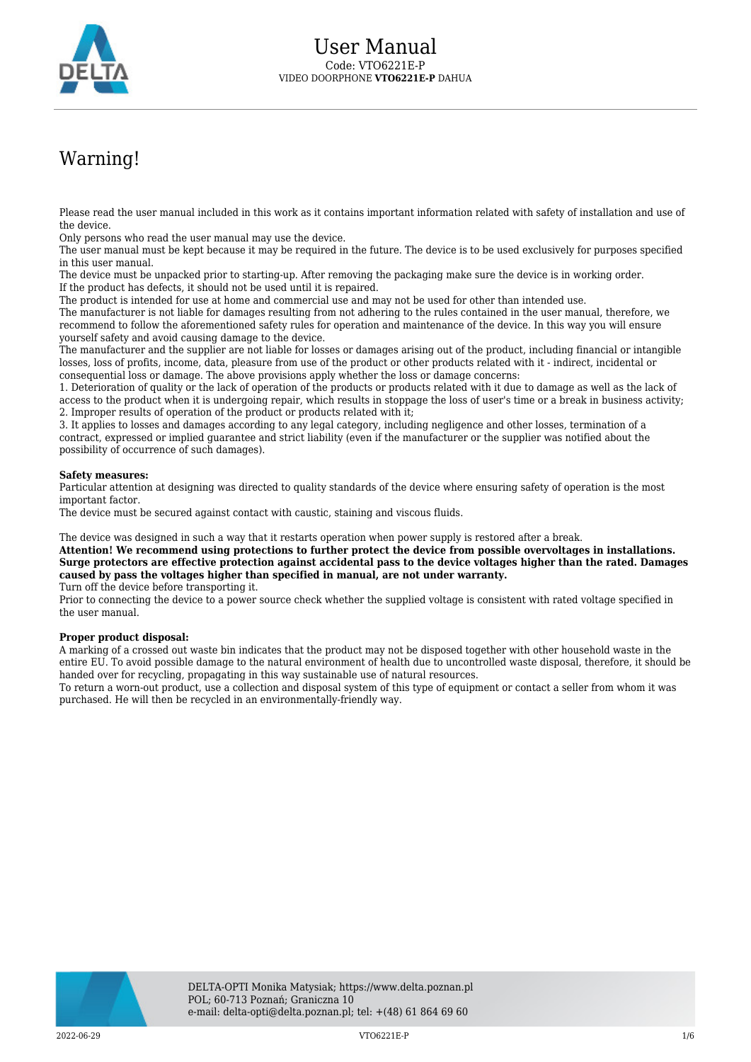# User Manual

Code: VTO6221E-P

VIDEO DOORPHONE **VTO6221E-P** DAHUA

## Warning!

Please read the user manual included in this work as it contains important information related with safety of installation and use of the device.
Only persons who read the user manual may use the device.
The user manual must be kept because it may be required in the future. The device is to be used exclusively for purposes specified in this user manual.
The device must be unpacked prior to starting-up. After removing the packaging make sure the device is in working order.
If the product has defects, it should not be used until it is repaired.
The product is intended for use at home and commercial use and may not be used for other than intended use.
The manufacturer is not liable for damages resulting from not adhering to the rules contained in the user manual, therefore, we recommend to follow the aforementioned safety rules for operation and maintenance of the device. In this way you will ensure yourself safety and avoid causing damage to the device.
The manufacturer and the supplier are not liable for losses or damages arising out of the product, including financial or intangible losses, loss of profits, income, data, pleasure from use of the product or other products related with it - indirect, incidental or consequential loss or damage. The above provisions apply whether the loss or damage concerns:
1. Deterioration of quality or the lack of operation of the products or products related with it due to damage as well as the lack of access to the product when it is undergoing repair, which results in stoppage the loss of user's time or a break in business activity;
2. Improper results of operation of the product or products related with it;
3. It applies to losses and damages according to any legal category, including negligence and other losses, termination of a contract, expressed or implied guarantee and strict liability (even if the manufacturer or the supplier was notified about the possibility of occurrence of such damages).

**Safety measures:**
Particular attention at designing was directed to quality standards of the device where ensuring safety of operation is the most important factor.
The device must be secured against contact with caustic, staining and viscous fluids.

The device was designed in such a way that it restarts operation when power supply is restored after a break.
**Attention! We recommend using protections to further protect the device from possible overvoltages in installations. Surge protectors are effective protection against accidental pass to the device voltages higher than the rated. Damages caused by pass the voltages higher than specified in manual, are not under warranty.**
Turn off the device before transporting it.
Prior to connecting the device to a power source check whether the supplied voltage is consistent with rated voltage specified in the user manual.

**Proper product disposal:**
A marking of a crossed out waste bin indicates that the product may not be disposed together with other household waste in the entire EU. To avoid possible damage to the natural environment of health due to uncontrolled waste disposal, therefore, it should be handed over for recycling, propagating in this way sustainable use of natural resources.
To return a worn-out product, use a collection and disposal system of this type of equipment or contact a seller from whom it was purchased. He will then be recycled in an environmentally-friendly way.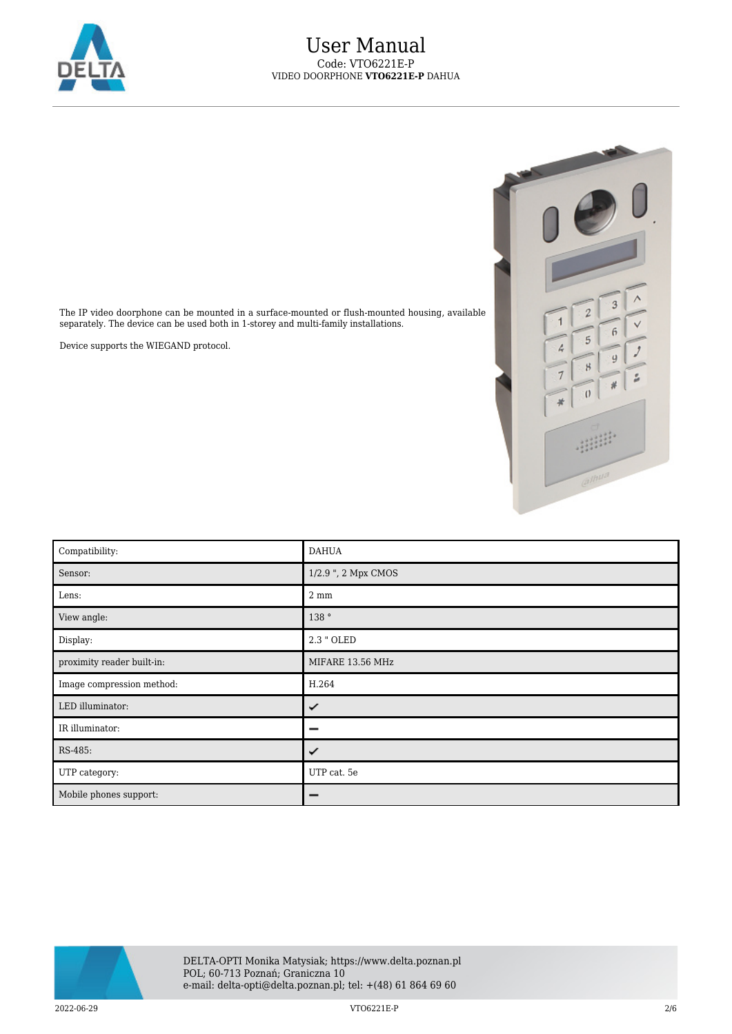The IP video doorphone can be mounted in a surface-mounted or flush-mounted housing, available separately. The device can be used both in 1-storey and multi-family installations.

Device supports the WIEGAND protocol.

| | |
|---|---|
| Compatibility: | DAHUA |
| Sensor: | 1/2.9 ", 2 Mpx CMOS |
| Lens: | 2 mm |
| View angle: | 138 ° |
| Display: | 2.3 " OLED |
| proximity reader built-in: | MIFARE 13.56 MHz |
| Image compression method: | H.264 |
| LED illuminator: | ✔ |
| IR illuminator: | – |
| RS-485: | ✔ |
| UTP category: | UTP cat. 5e |
| Mobile phones support: | – |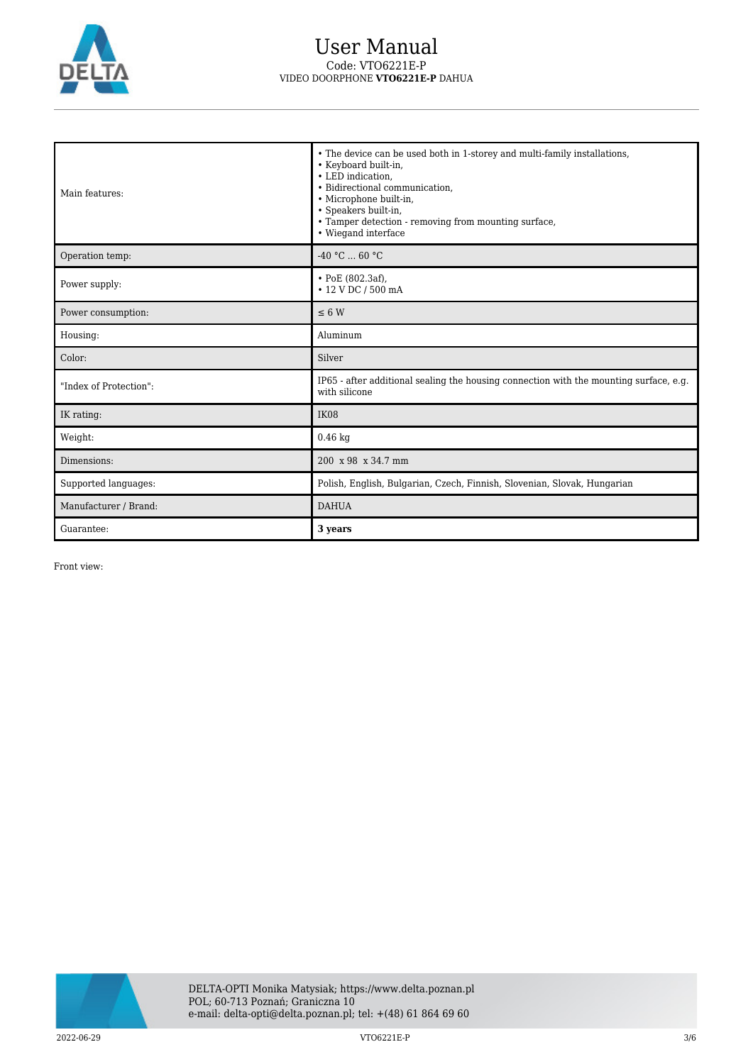| | |
|---|---|
| Main features: | • The device can be used both in 1-storey and multi-family installations,<br>• Keyboard built-in,<br>• LED indication,<br>• Bidirectional communication,<br>• Microphone built-in,<br>• Speakers built-in,<br>• Tamper detection - removing from mounting surface,<br>• Wiegand interface |
| Operation temp: | -40 °C ... 60 °C |
| Power supply: | • PoE (802.3af),<br>• 12 V DC / 500 mA |
| Power consumption: | ≤ 6 W |
| Housing: | Aluminum |
| Color: | Silver |
| "Index of Protection": | IP65 - after additional sealing the housing connection with the mounting surface, e.g. with silicone |
| IK rating: | IK08 |
| Weight: | 0.46 kg |
| Dimensions: | 200 x 98 x 34.7 mm |
| Supported languages: | Polish, English, Bulgarian, Czech, Finnish, Slovenian, Slovak, Hungarian |
| Manufacturer / Brand: | DAHUA |
| Guarantee: | **3 years** |

Front view: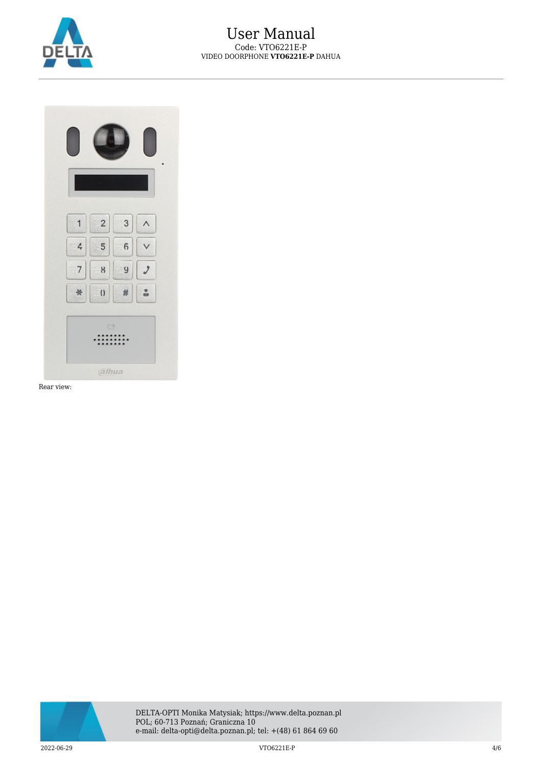Rear view: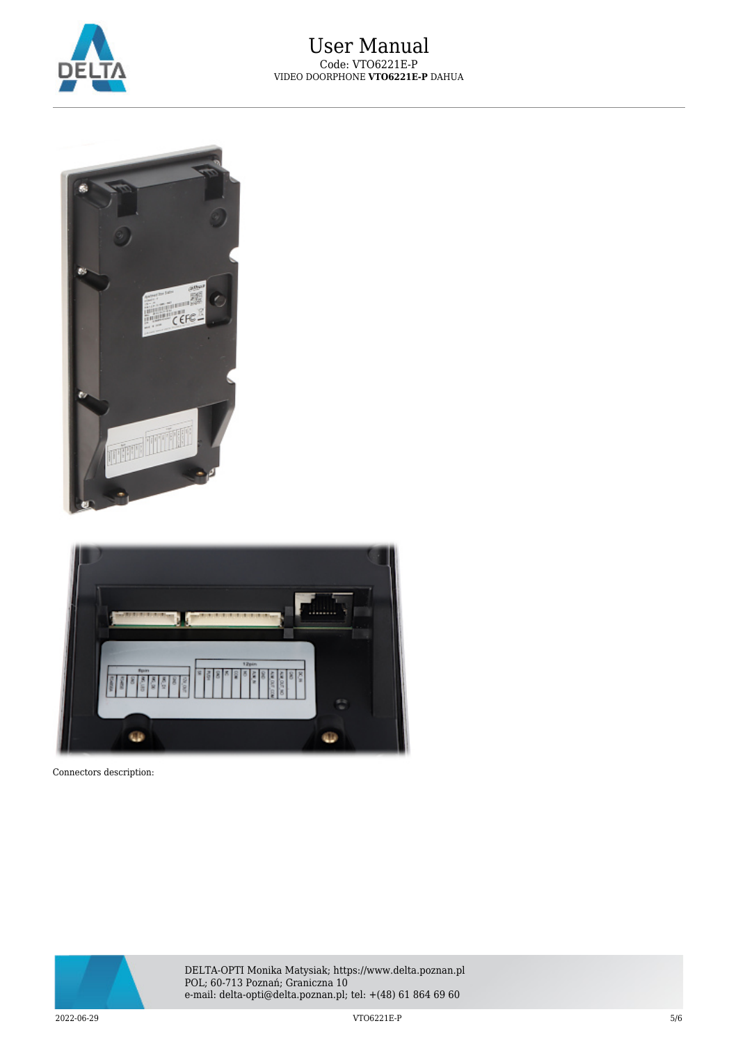Connectors description: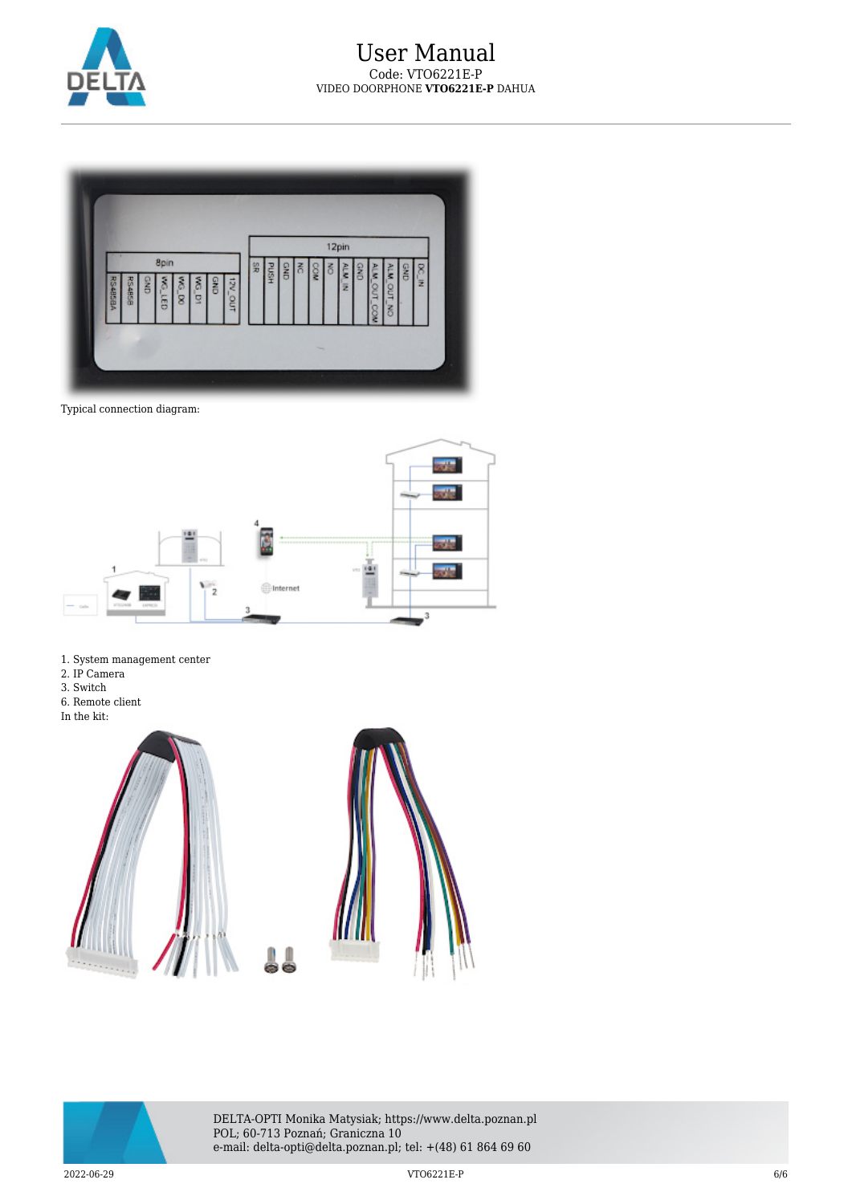Typical connection diagram:

1. System management center
2. IP Camera
3. Switch
6. Remote client

In the kit: